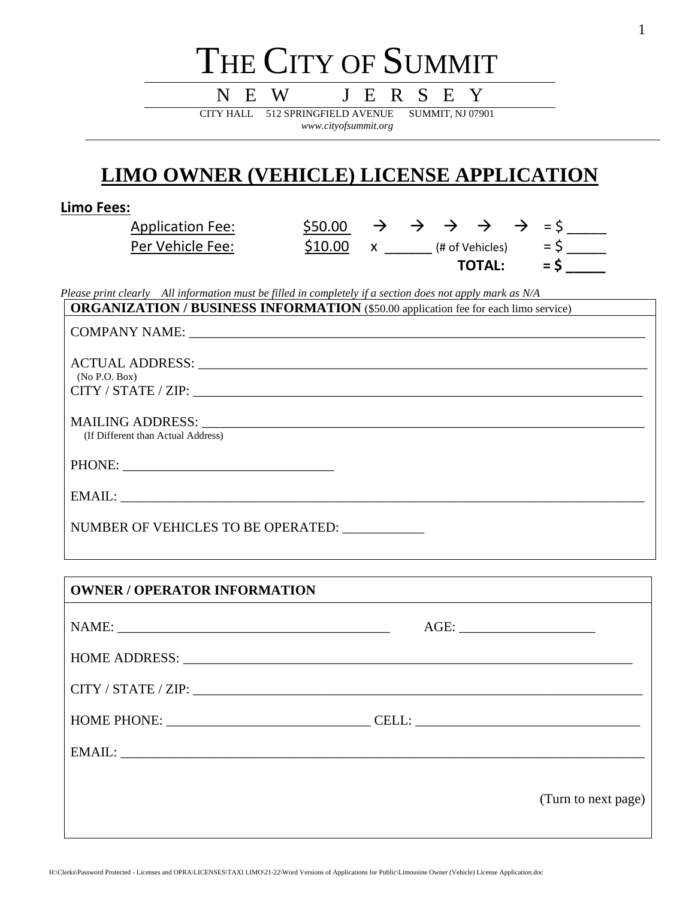# THE CITY OF SUMMIT

NEW JERSEY

CITY HALL 512 SPRINGFIELD AVENUE SUMMIT, NJ 07901

*www.cityofsummit.org*

## LIMO OWNER (VEHICLE) LICENSE APPLICATION

**Limo Fees:**

| | | | |
|---|---|---|---|
| Application Fee: | $50.00 | → → → → → | = $ _____ |
| Per Vehicle Fee: | $10.00 | x ______ (# of Vehicles) | = $ _____ |
| | | **TOTAL:** | **= $ _____** |

*Please print clearly All information must be filled in completely if a section does not apply mark as N/A*

**ORGANIZATION / BUSINESS INFORMATION** ($50.00 application fee for each limo service)

COMPANY NAME: ______________________________________________

ACTUAL ADDRESS: ______________________________________________
(No P.O. Box)

CITY / STATE / ZIP: ______________________________________________

MAILING ADDRESS: ______________________________________________
(If Different than Actual Address)

PHONE: ______________________________

EMAIL: ______________________________________________

NUMBER OF VEHICLES TO BE OPERATED: ___________

**OWNER / OPERATOR INFORMATION**

NAME: ______________________________ AGE: ___________________

HOME ADDRESS: ______________________________________________

CITY / STATE / ZIP: ______________________________________________

HOME PHONE: ____________________________ CELL: ______________________________

EMAIL: ______________________________________________

(Turn to next page)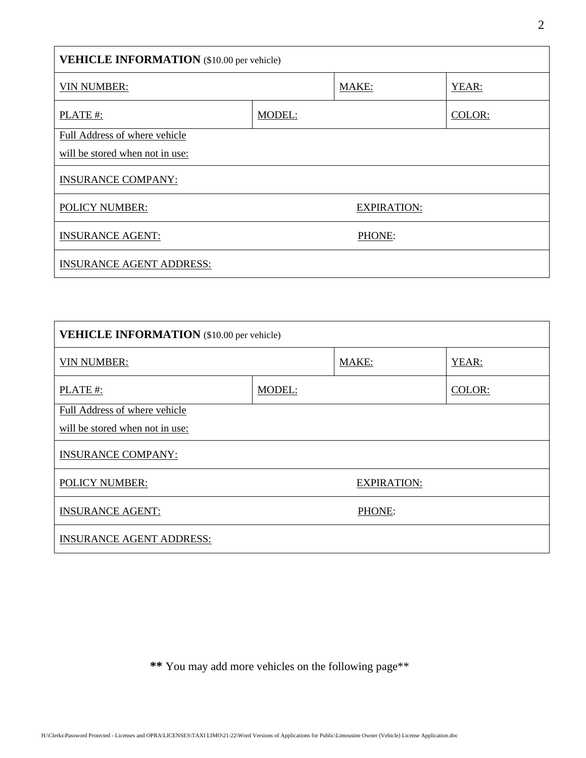| **VEHICLE INFORMATION** ($10.00 per vehicle) | | | |
|---|---|---|---|
| VIN NUMBER: | | MAKE: | YEAR: |
| PLATE #: | MODEL: | | COLOR: |
| Full Address of where vehicle will be stored when not in use: | | | |
| INSURANCE COMPANY: | | | |
| POLICY NUMBER: | | EXPIRATION: | |
| INSURANCE AGENT: | | PHONE: | |
| INSURANCE AGENT ADDRESS: | | | |

| **VEHICLE INFORMATION** ($10.00 per vehicle) | | | |
|---|---|---|---|
| VIN NUMBER: | | MAKE: | YEAR: |
| PLATE #: | MODEL: | | COLOR: |
| Full Address of where vehicle will be stored when not in use: | | | |
| INSURANCE COMPANY: | | | |
| POLICY NUMBER: | | EXPIRATION: | |
| INSURANCE AGENT: | | PHONE: | |
| INSURANCE AGENT ADDRESS: | | | |

**\*\*** You may add more vehicles on the following page**

H:\Clerks\Password Protected - Licenses and OPRA\LICENSES\TAXI LIMO\21-22\Word Versions of Applications for Public\Limousine Owner (Vehicle) License Application.doc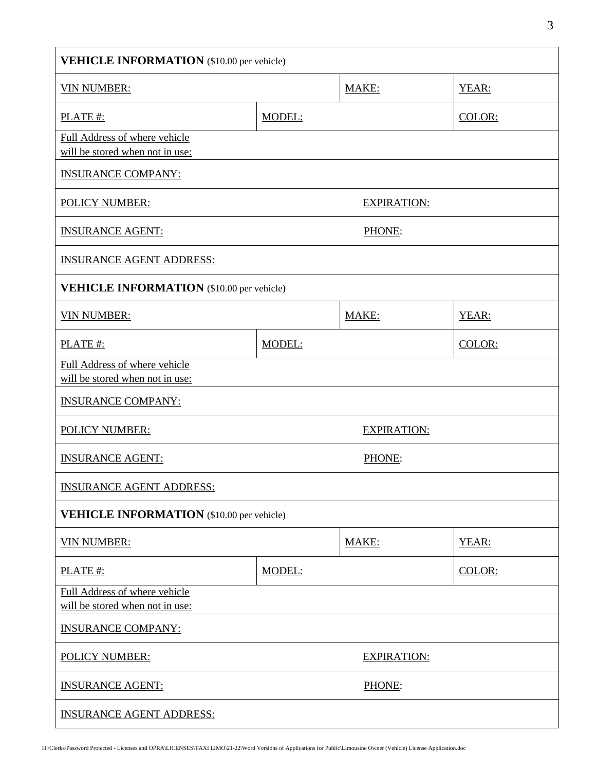| **VEHICLE INFORMATION** ($10.00 per vehicle) | | | |
|---|---|---|---|
| VIN NUMBER: | | MAKE: | YEAR: |
| PLATE #: | MODEL: | | COLOR: |
| Full Address of where vehicle will be stored when not in use: | | | |
| INSURANCE COMPANY: | | | |
| POLICY NUMBER: | | EXPIRATION: | |
| INSURANCE AGENT: | | PHONE: | |
| INSURANCE AGENT ADDRESS: | | | |
| **VEHICLE INFORMATION** ($10.00 per vehicle) | | | |
| VIN NUMBER: | | MAKE: | YEAR: |
| PLATE #: | MODEL: | | COLOR: |
| Full Address of where vehicle will be stored when not in use: | | | |
| INSURANCE COMPANY: | | | |
| POLICY NUMBER: | | EXPIRATION: | |
| INSURANCE AGENT: | | PHONE: | |
| INSURANCE AGENT ADDRESS: | | | |
| **VEHICLE INFORMATION** ($10.00 per vehicle) | | | |
| VIN NUMBER: | | MAKE: | YEAR: |
| PLATE #: | MODEL: | | COLOR: |
| Full Address of where vehicle will be stored when not in use: | | | |
| INSURANCE COMPANY: | | | |
| POLICY NUMBER: | | EXPIRATION: | |
| INSURANCE AGENT: | | PHONE: | |
| INSURANCE AGENT ADDRESS: | | | |

H:\Clerks\Password Protected - Licenses and OPRA\LICENSES\TAXI LIMO\21-22\Word Versions of Applications for Public\Limousine Owner (Vehicle) License Application.doc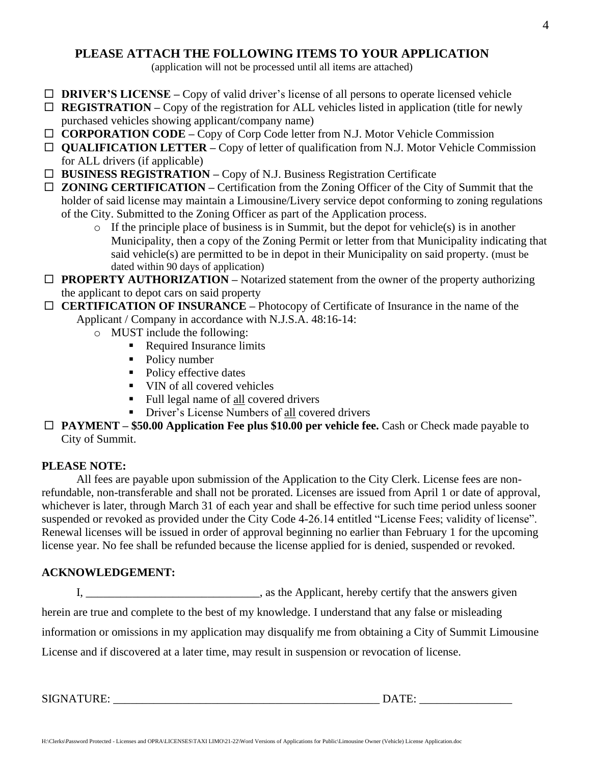## PLEASE ATTACH THE FOLLOWING ITEMS TO YOUR APPLICATION

(application will not be processed until all items are attached)

- ☐ **DRIVER'S LICENSE –** Copy of valid driver's license of all persons to operate licensed vehicle
- ☐ **REGISTRATION –** Copy of the registration for ALL vehicles listed in application (title for newly purchased vehicles showing applicant/company name)
- ☐ **CORPORATION CODE –** Copy of Corp Code letter from N.J. Motor Vehicle Commission
- ☐ **QUALIFICATION LETTER –** Copy of letter of qualification from N.J. Motor Vehicle Commission for ALL drivers (if applicable)
- ☐ **BUSINESS REGISTRATION –** Copy of N.J. Business Registration Certificate
- ☐ **ZONING CERTIFICATION –** Certification from the Zoning Officer of the City of Summit that the holder of said license may maintain a Limousine/Livery service depot conforming to zoning regulations of the City. Submitted to the Zoning Officer as part of the Application process.
  - If the principle place of business is in Summit, but the depot for vehicle(s) is in another Municipality, then a copy of the Zoning Permit or letter from that Municipality indicating that said vehicle(s) are permitted to be in depot in their Municipality on said property. (must be dated within 90 days of application)
- ☐ **PROPERTY AUTHORIZATION –** Notarized statement from the owner of the property authorizing the applicant to depot cars on said property
- ☐ **CERTIFICATION OF INSURANCE –** Photocopy of Certificate of Insurance in the name of the Applicant / Company in accordance with N.J.S.A. 48:16-14:
  - MUST include the following:
    - Required Insurance limits
    - Policy number
    - Policy effective dates
    - VIN of all covered vehicles
    - Full legal name of <u>all</u> covered drivers
    - Driver's License Numbers of <u>all</u> covered drivers
- ☐ **PAYMENT – $50.00 Application Fee plus $10.00 per vehicle fee.** Cash or Check made payable to City of Summit.

**PLEASE NOTE:**

All fees are payable upon submission of the Application to the City Clerk. License fees are non-refundable, non-transferable and shall not be prorated. Licenses are issued from April 1 or date of approval, whichever is later, through March 31 of each year and shall be effective for such time period unless sooner suspended or revoked as provided under the City Code 4-26.14 entitled "License Fees; validity of license". Renewal licenses will be issued in order of approval beginning no earlier than February 1 for the upcoming license year. No fee shall be refunded because the license applied for is denied, suspended or revoked.

**ACKNOWLEDGEMENT:**

I, ______________________________, as the Applicant, hereby certify that the answers given herein are true and complete to the best of my knowledge. I understand that any false or misleading information or omissions in my application may disqualify me from obtaining a City of Summit Limousine License and if discovered at a later time, may result in suspension or revocation of license.

SIGNATURE: ______________________________________________ DATE: ________________

H:\Clerks\Password Protected - Licenses and OPRA\LICENSES\TAXI LIMO\21-22\Word Versions of Applications for Public\Limousine Owner (Vehicle) License Application.doc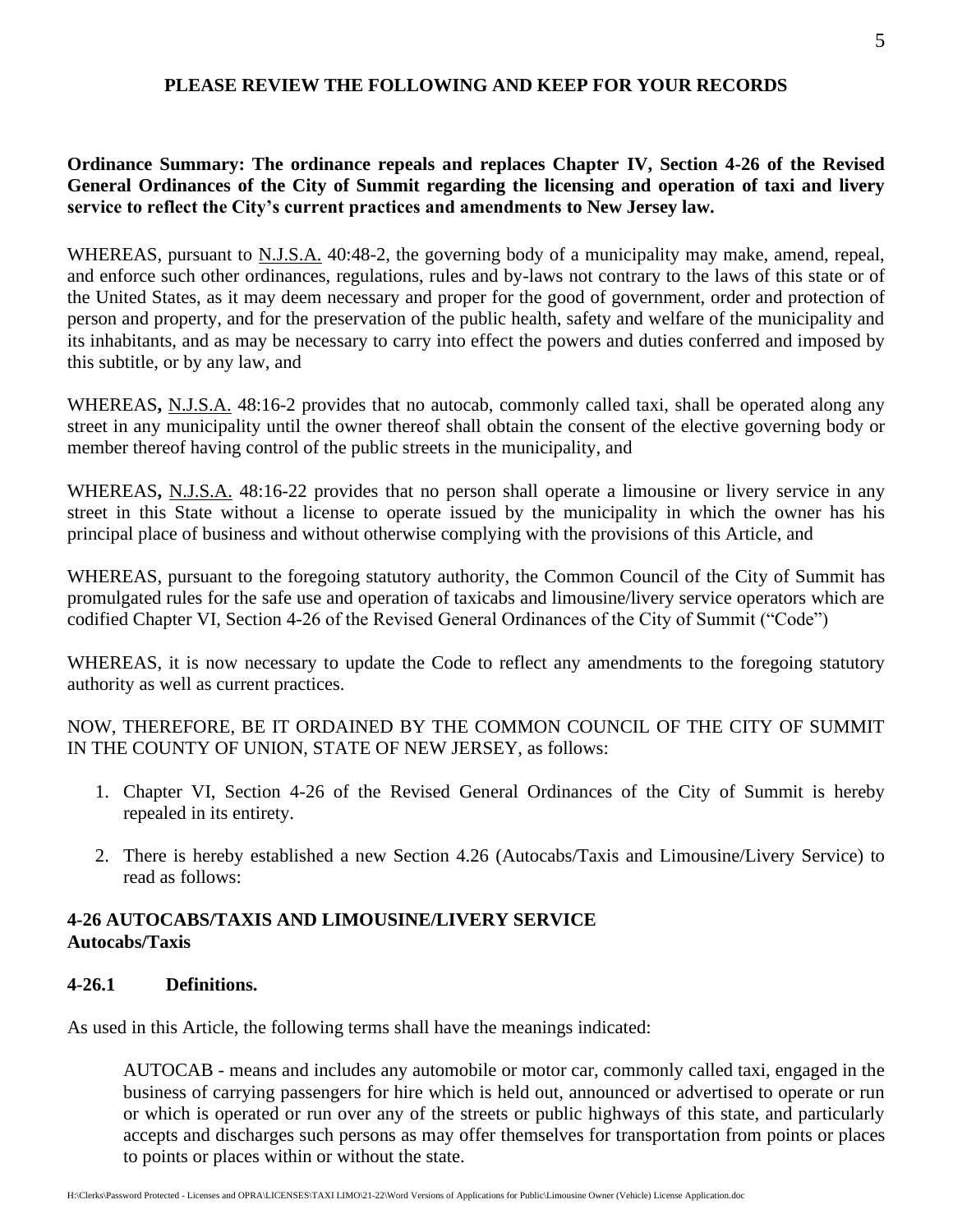**PLEASE REVIEW THE FOLLOWING AND KEEP FOR YOUR RECORDS**

**Ordinance Summary: The ordinance repeals and replaces Chapter IV, Section 4-26 of the Revised General Ordinances of the City of Summit regarding the licensing and operation of taxi and livery service to reflect the City's current practices and amendments to New Jersey law.**

WHEREAS, pursuant to N.J.S.A. 40:48-2, the governing body of a municipality may make, amend, repeal, and enforce such other ordinances, regulations, rules and by-laws not contrary to the laws of this state or of the United States, as it may deem necessary and proper for the good of government, order and protection of person and property, and for the preservation of the public health, safety and welfare of the municipality and its inhabitants, and as may be necessary to carry into effect the powers and duties conferred and imposed by this subtitle, or by any law, and

WHEREAS**,** N.J.S.A. 48:16-2 provides that no autocab, commonly called taxi, shall be operated along any street in any municipality until the owner thereof shall obtain the consent of the elective governing body or member thereof having control of the public streets in the municipality, and

WHEREAS**,** N.J.S.A. 48:16-22 provides that no person shall operate a limousine or livery service in any street in this State without a license to operate issued by the municipality in which the owner has his principal place of business and without otherwise complying with the provisions of this Article, and

WHEREAS, pursuant to the foregoing statutory authority, the Common Council of the City of Summit has promulgated rules for the safe use and operation of taxicabs and limousine/livery service operators which are codified Chapter VI, Section 4-26 of the Revised General Ordinances of the City of Summit ("Code")

WHEREAS, it is now necessary to update the Code to reflect any amendments to the foregoing statutory authority as well as current practices.

NOW, THEREFORE, BE IT ORDAINED BY THE COMMON COUNCIL OF THE CITY OF SUMMIT IN THE COUNTY OF UNION, STATE OF NEW JERSEY, as follows:

1. Chapter VI, Section 4-26 of the Revised General Ordinances of the City of Summit is hereby repealed in its entirety.

2. There is hereby established a new Section 4.26 (Autocabs/Taxis and Limousine/Livery Service) to read as follows:

**4-26 AUTOCABS/TAXIS AND LIMOUSINE/LIVERY SERVICE**
**Autocabs/Taxis**

**4-26.1 Definitions.**

As used in this Article, the following terms shall have the meanings indicated:

AUTOCAB - means and includes any automobile or motor car, commonly called taxi, engaged in the business of carrying passengers for hire which is held out, announced or advertised to operate or run or which is operated or run over any of the streets or public highways of this state, and particularly accepts and discharges such persons as may offer themselves for transportation from points or places to points or places within or without the state.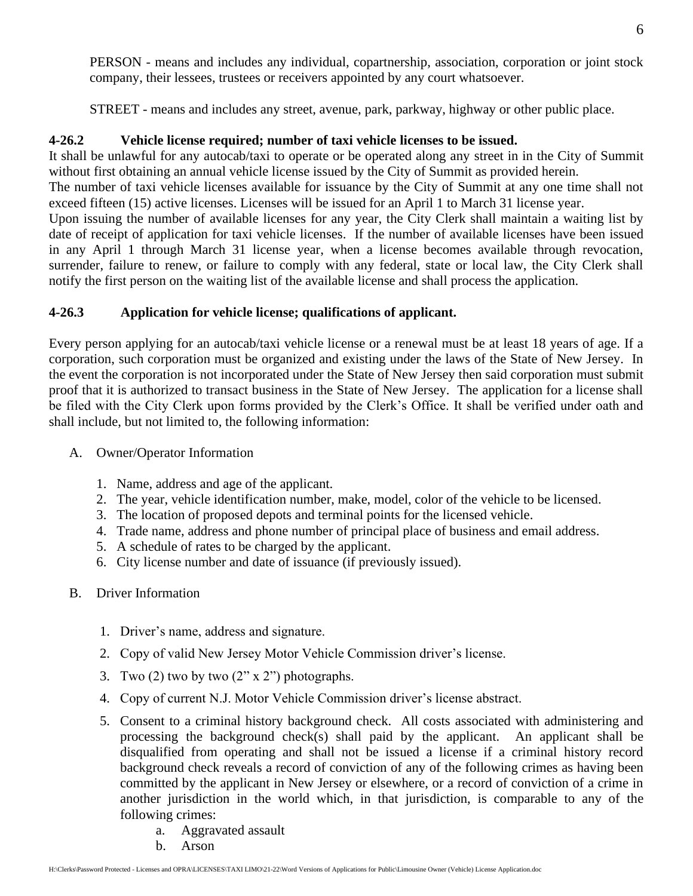PERSON - means and includes any individual, copartnership, association, corporation or joint stock company, their lessees, trustees or receivers appointed by any court whatsoever.

STREET - means and includes any street, avenue, park, parkway, highway or other public place.

### 4-26.2 Vehicle license required; number of taxi vehicle licenses to be issued.

It shall be unlawful for any autocab/taxi to operate or be operated along any street in in the City of Summit without first obtaining an annual vehicle license issued by the City of Summit as provided herein.
The number of taxi vehicle licenses available for issuance by the City of Summit at any one time shall not exceed fifteen (15) active licenses. Licenses will be issued for an April 1 to March 31 license year.
Upon issuing the number of available licenses for any year, the City Clerk shall maintain a waiting list by date of receipt of application for taxi vehicle licenses. If the number of available licenses have been issued in any April 1 through March 31 license year, when a license becomes available through revocation, surrender, failure to renew, or failure to comply with any federal, state or local law, the City Clerk shall notify the first person on the waiting list of the available license and shall process the application.

### 4-26.3 Application for vehicle license; qualifications of applicant.

Every person applying for an autocab/taxi vehicle license or a renewal must be at least 18 years of age. If a corporation, such corporation must be organized and existing under the laws of the State of New Jersey. In the event the corporation is not incorporated under the State of New Jersey then said corporation must submit proof that it is authorized to transact business in the State of New Jersey. The application for a license shall be filed with the City Clerk upon forms provided by the Clerk's Office. It shall be verified under oath and shall include, but not limited to, the following information:

A. Owner/Operator Information

1. Name, address and age of the applicant.
2. The year, vehicle identification number, make, model, color of the vehicle to be licensed.
3. The location of proposed depots and terminal points for the licensed vehicle.
4. Trade name, address and phone number of principal place of business and email address.
5. A schedule of rates to be charged by the applicant.
6. City license number and date of issuance (if previously issued).

B. Driver Information

1. Driver's name, address and signature.
2. Copy of valid New Jersey Motor Vehicle Commission driver's license.
3. Two (2) two by two (2" x 2") photographs.
4. Copy of current N.J. Motor Vehicle Commission driver's license abstract.
5. Consent to a criminal history background check. All costs associated with administering and processing the background check(s) shall paid by the applicant. An applicant shall be disqualified from operating and shall not be issued a license if a criminal history record background check reveals a record of conviction of any of the following crimes as having been committed by the applicant in New Jersey or elsewhere, or a record of conviction of a crime in another jurisdiction in the world which, in that jurisdiction, is comparable to any of the following crimes:
   a. Aggravated assault
   b. Arson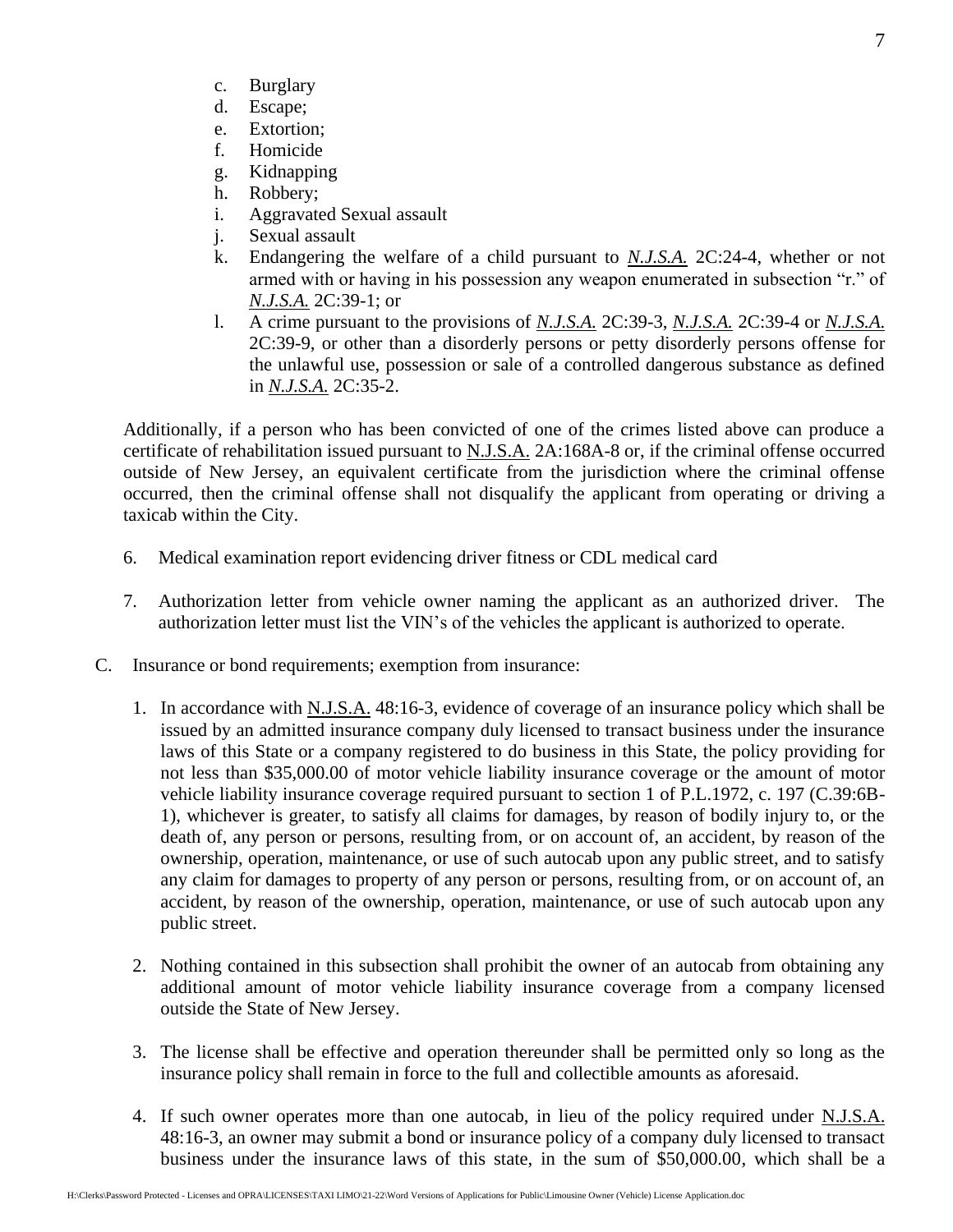c. Burglary
d. Escape;
e. Extortion;
f. Homicide
g. Kidnapping
h. Robbery;
i. Aggravated Sexual assault
j. Sexual assault
k. Endangering the welfare of a child pursuant to *N.J.S.A.* 2C:24-4, whether or not armed with or having in his possession any weapon enumerated in subsection "r." of *N.J.S.A.* 2C:39-1; or
l. A crime pursuant to the provisions of *N.J.S.A.* 2C:39-3, *N.J.S.A.* 2C:39-4 or *N.J.S.A.* 2C:39-9, or other than a disorderly persons or petty disorderly persons offense for the unlawful use, possession or sale of a controlled dangerous substance as defined in *N.J.S.A.* 2C:35-2.

Additionally, if a person who has been convicted of one of the crimes listed above can produce a certificate of rehabilitation issued pursuant to N.J.S.A. 2A:168A-8 or, if the criminal offense occurred outside of New Jersey, an equivalent certificate from the jurisdiction where the criminal offense occurred, then the criminal offense shall not disqualify the applicant from operating or driving a taxicab within the City.

6. Medical examination report evidencing driver fitness or CDL medical card

7. Authorization letter from vehicle owner naming the applicant as an authorized driver. The authorization letter must list the VIN's of the vehicles the applicant is authorized to operate.

C. Insurance or bond requirements; exemption from insurance:

1. In accordance with N.J.S.A. 48:16-3, evidence of coverage of an insurance policy which shall be issued by an admitted insurance company duly licensed to transact business under the insurance laws of this State or a company registered to do business in this State, the policy providing for not less than $35,000.00 of motor vehicle liability insurance coverage or the amount of motor vehicle liability insurance coverage required pursuant to section 1 of P.L.1972, c. 197 (C.39:6B-1), whichever is greater, to satisfy all claims for damages, by reason of bodily injury to, or the death of, any person or persons, resulting from, or on account of, an accident, by reason of the ownership, operation, maintenance, or use of such autocab upon any public street, and to satisfy any claim for damages to property of any person or persons, resulting from, or on account of, an accident, by reason of the ownership, operation, maintenance, or use of such autocab upon any public street.

2. Nothing contained in this subsection shall prohibit the owner of an autocab from obtaining any additional amount of motor vehicle liability insurance coverage from a company licensed outside the State of New Jersey.

3. The license shall be effective and operation thereunder shall be permitted only so long as the insurance policy shall remain in force to the full and collectible amounts as aforesaid.

4. If such owner operates more than one autocab, in lieu of the policy required under N.J.S.A. 48:16-3, an owner may submit a bond or insurance policy of a company duly licensed to transact business under the insurance laws of this state, in the sum of $50,000.00, which shall be a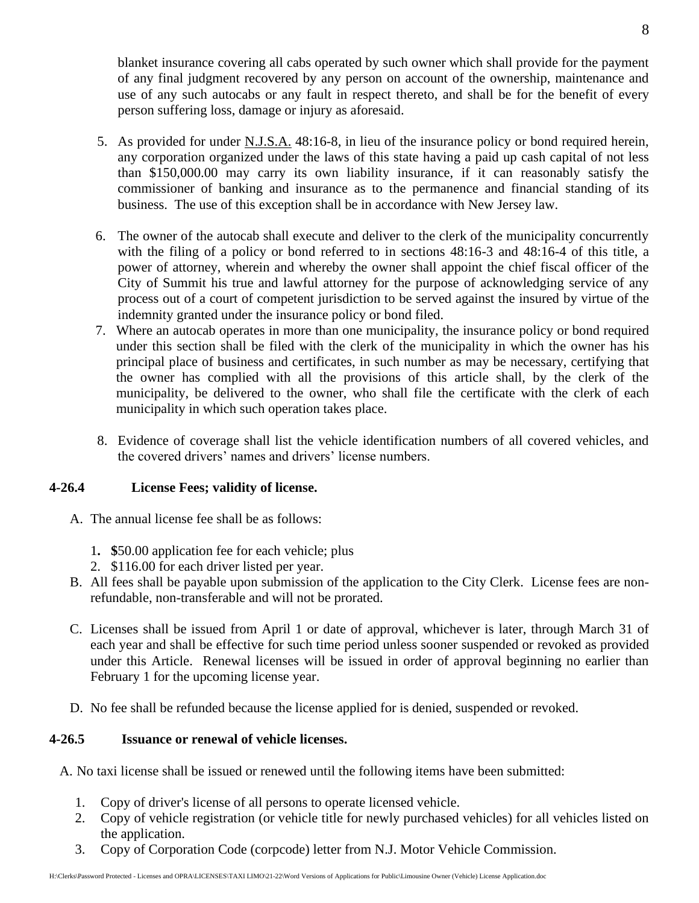blanket insurance covering all cabs operated by such owner which shall provide for the payment of any final judgment recovered by any person on account of the ownership, maintenance and use of any such autocabs or any fault in respect thereto, and shall be for the benefit of every person suffering loss, damage or injury as aforesaid.

5. As provided for under N.J.S.A. 48:16-8, in lieu of the insurance policy or bond required herein, any corporation organized under the laws of this state having a paid up cash capital of not less than $150,000.00 may carry its own liability insurance, if it can reasonably satisfy the commissioner of banking and insurance as to the permanence and financial standing of its business. The use of this exception shall be in accordance with New Jersey law.

6. The owner of the autocab shall execute and deliver to the clerk of the municipality concurrently with the filing of a policy or bond referred to in sections 48:16-3 and 48:16-4 of this title, a power of attorney, wherein and whereby the owner shall appoint the chief fiscal officer of the City of Summit his true and lawful attorney for the purpose of acknowledging service of any process out of a court of competent jurisdiction to be served against the insured by virtue of the indemnity granted under the insurance policy or bond filed.

7. Where an autocab operates in more than one municipality, the insurance policy or bond required under this section shall be filed with the clerk of the municipality in which the owner has his principal place of business and certificates, in such number as may be necessary, certifying that the owner has complied with all the provisions of this article shall, by the clerk of the municipality, be delivered to the owner, who shall file the certificate with the clerk of each municipality in which such operation takes place.

8. Evidence of coverage shall list the vehicle identification numbers of all covered vehicles, and the covered drivers' names and drivers' license numbers.

### 4-26.4 License Fees; validity of license.

A. The annual license fee shall be as follows:

   1. $50.00 application fee for each vehicle; plus
   2. $116.00 for each driver listed per year.

B. All fees shall be payable upon submission of the application to the City Clerk. License fees are non-refundable, non-transferable and will not be prorated.

C. Licenses shall be issued from April 1 or date of approval, whichever is later, through March 31 of each year and shall be effective for such time period unless sooner suspended or revoked as provided under this Article. Renewal licenses will be issued in order of approval beginning no earlier than February 1 for the upcoming license year.

D. No fee shall be refunded because the license applied for is denied, suspended or revoked.

### 4-26.5 Issuance or renewal of vehicle licenses.

A. No taxi license shall be issued or renewed until the following items have been submitted:

   1. Copy of driver's license of all persons to operate licensed vehicle.
   2. Copy of vehicle registration (or vehicle title for newly purchased vehicles) for all vehicles listed on the application.
   3. Copy of Corporation Code (corpcode) letter from N.J. Motor Vehicle Commission.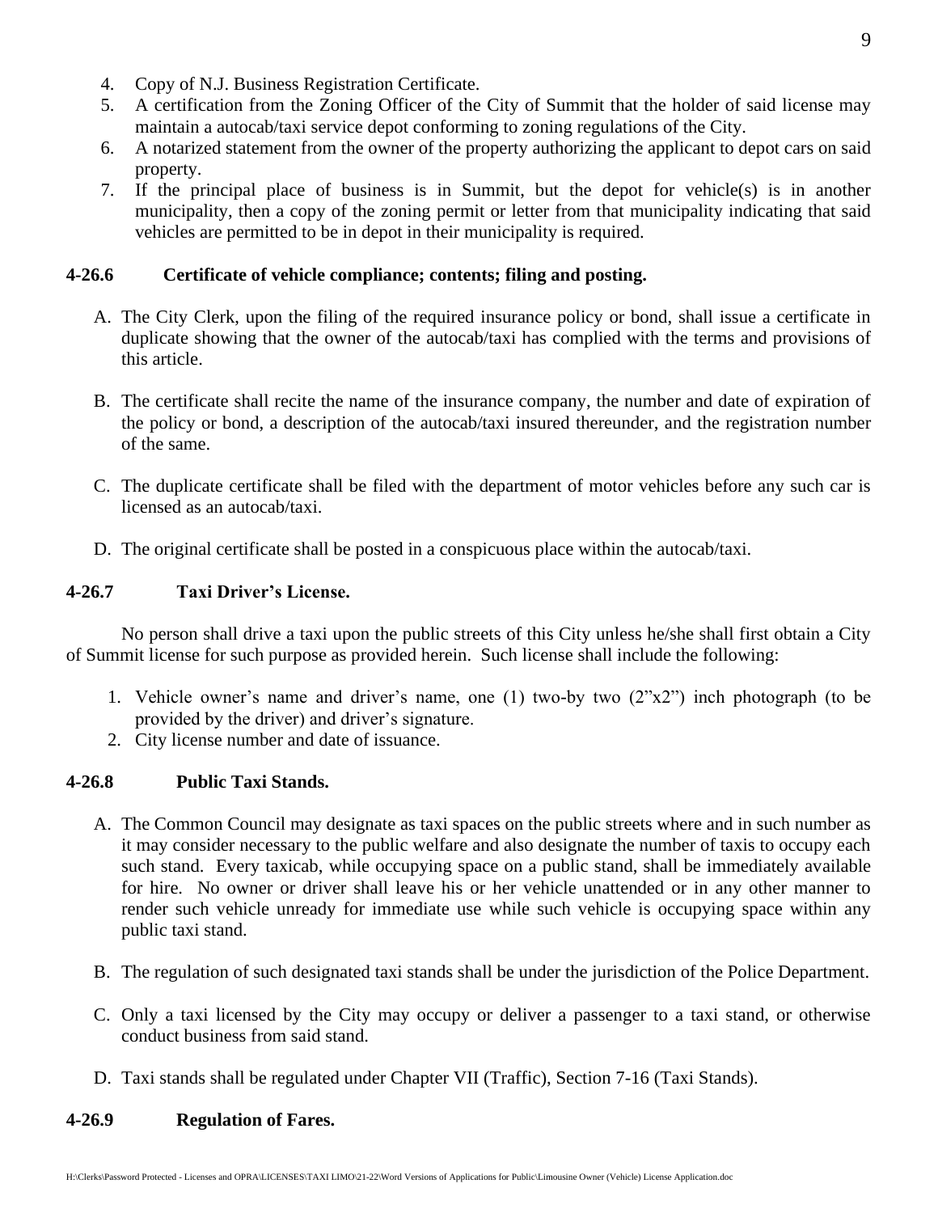4. Copy of N.J. Business Registration Certificate.
5. A certification from the Zoning Officer of the City of Summit that the holder of said license may maintain a autocab/taxi service depot conforming to zoning regulations of the City.
6. A notarized statement from the owner of the property authorizing the applicant to depot cars on said property.
7. If the principal place of business is in Summit, but the depot for vehicle(s) is in another municipality, then a copy of the zoning permit or letter from that municipality indicating that said vehicles are permitted to be in depot in their municipality is required.

### 4-26.6 Certificate of vehicle compliance; contents; filing and posting.

A. The City Clerk, upon the filing of the required insurance policy or bond, shall issue a certificate in duplicate showing that the owner of the autocab/taxi has complied with the terms and provisions of this article.

B. The certificate shall recite the name of the insurance company, the number and date of expiration of the policy or bond, a description of the autocab/taxi insured thereunder, and the registration number of the same.

C. The duplicate certificate shall be filed with the department of motor vehicles before any such car is licensed as an autocab/taxi.

D. The original certificate shall be posted in a conspicuous place within the autocab/taxi.

### 4-26.7 Taxi Driver's License.

No person shall drive a taxi upon the public streets of this City unless he/she shall first obtain a City of Summit license for such purpose as provided herein. Such license shall include the following:

1. Vehicle owner's name and driver's name, one (1) two-by two (2"x2") inch photograph (to be provided by the driver) and driver's signature.
2. City license number and date of issuance.

### 4-26.8 Public Taxi Stands.

A. The Common Council may designate as taxi spaces on the public streets where and in such number as it may consider necessary to the public welfare and also designate the number of taxis to occupy each such stand. Every taxicab, while occupying space on a public stand, shall be immediately available for hire. No owner or driver shall leave his or her vehicle unattended or in any other manner to render such vehicle unready for immediate use while such vehicle is occupying space within any public taxi stand.

B. The regulation of such designated taxi stands shall be under the jurisdiction of the Police Department.

C. Only a taxi licensed by the City may occupy or deliver a passenger to a taxi stand, or otherwise conduct business from said stand.

D. Taxi stands shall be regulated under Chapter VII (Traffic), Section 7-16 (Taxi Stands).

### 4-26.9 Regulation of Fares.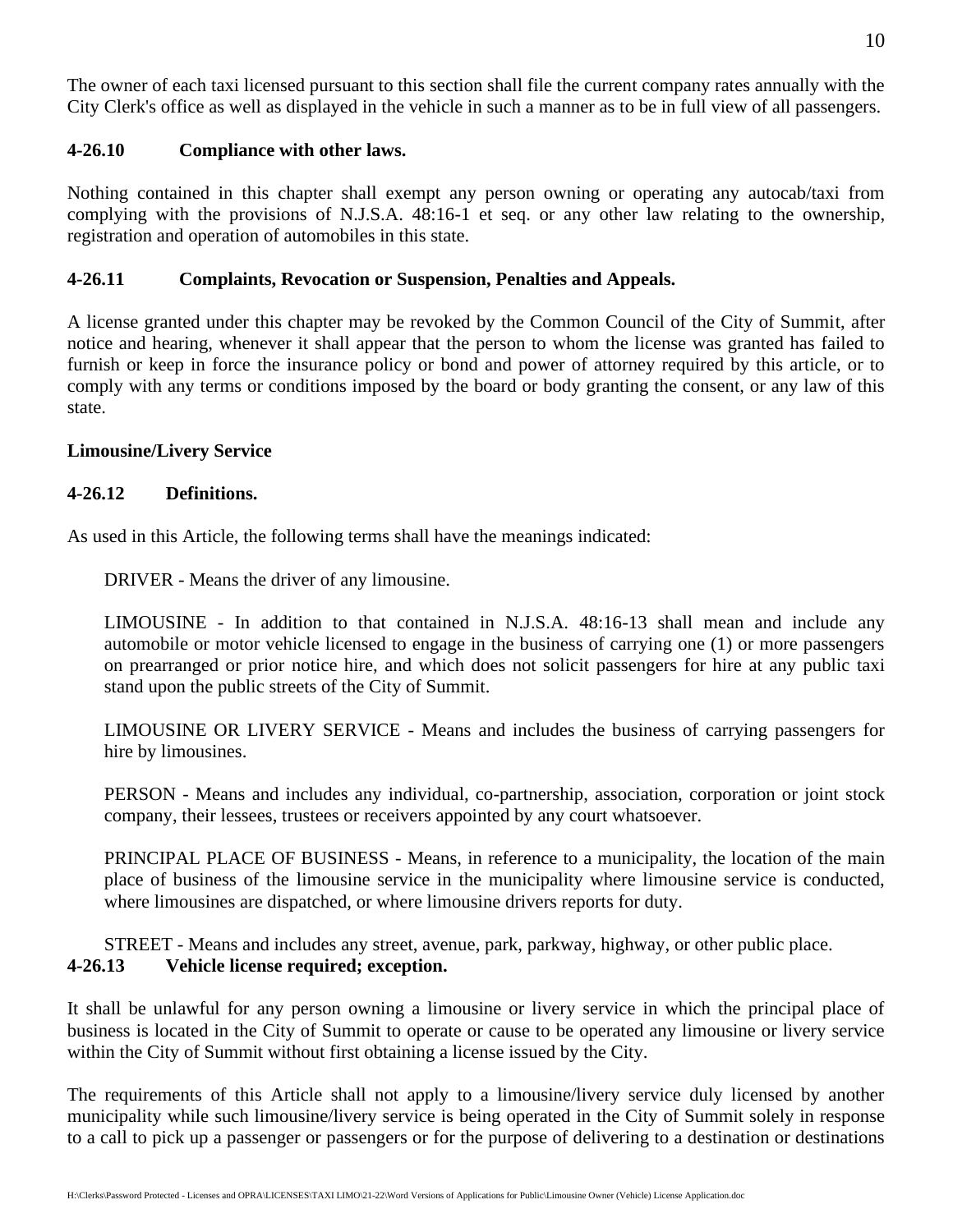The owner of each taxi licensed pursuant to this section shall file the current company rates annually with the City Clerk's office as well as displayed in the vehicle in such a manner as to be in full view of all passengers.

**4-26.10 Compliance with other laws.**

Nothing contained in this chapter shall exempt any person owning or operating any autocab/taxi from complying with the provisions of N.J.S.A. 48:16-1 et seq. or any other law relating to the ownership, registration and operation of automobiles in this state.

**4-26.11 Complaints, Revocation or Suspension, Penalties and Appeals.**

A license granted under this chapter may be revoked by the Common Council of the City of Summit, after notice and hearing, whenever it shall appear that the person to whom the license was granted has failed to furnish or keep in force the insurance policy or bond and power of attorney required by this article, or to comply with any terms or conditions imposed by the board or body granting the consent, or any law of this state.

**Limousine/Livery Service**

**4-26.12 Definitions.**

As used in this Article, the following terms shall have the meanings indicated:

DRIVER - Means the driver of any limousine.

LIMOUSINE - In addition to that contained in N.J.S.A. 48:16-13 shall mean and include any automobile or motor vehicle licensed to engage in the business of carrying one (1) or more passengers on prearranged or prior notice hire, and which does not solicit passengers for hire at any public taxi stand upon the public streets of the City of Summit.

LIMOUSINE OR LIVERY SERVICE - Means and includes the business of carrying passengers for hire by limousines.

PERSON - Means and includes any individual, co-partnership, association, corporation or joint stock company, their lessees, trustees or receivers appointed by any court whatsoever.

PRINCIPAL PLACE OF BUSINESS - Means, in reference to a municipality, the location of the main place of business of the limousine service in the municipality where limousine service is conducted, where limousines are dispatched, or where limousine drivers reports for duty.

STREET - Means and includes any street, avenue, park, parkway, highway, or other public place.

**4-26.13 Vehicle license required; exception.**

It shall be unlawful for any person owning a limousine or livery service in which the principal place of business is located in the City of Summit to operate or cause to be operated any limousine or livery service within the City of Summit without first obtaining a license issued by the City.

The requirements of this Article shall not apply to a limousine/livery service duly licensed by another municipality while such limousine/livery service is being operated in the City of Summit solely in response to a call to pick up a passenger or passengers or for the purpose of delivering to a destination or destinations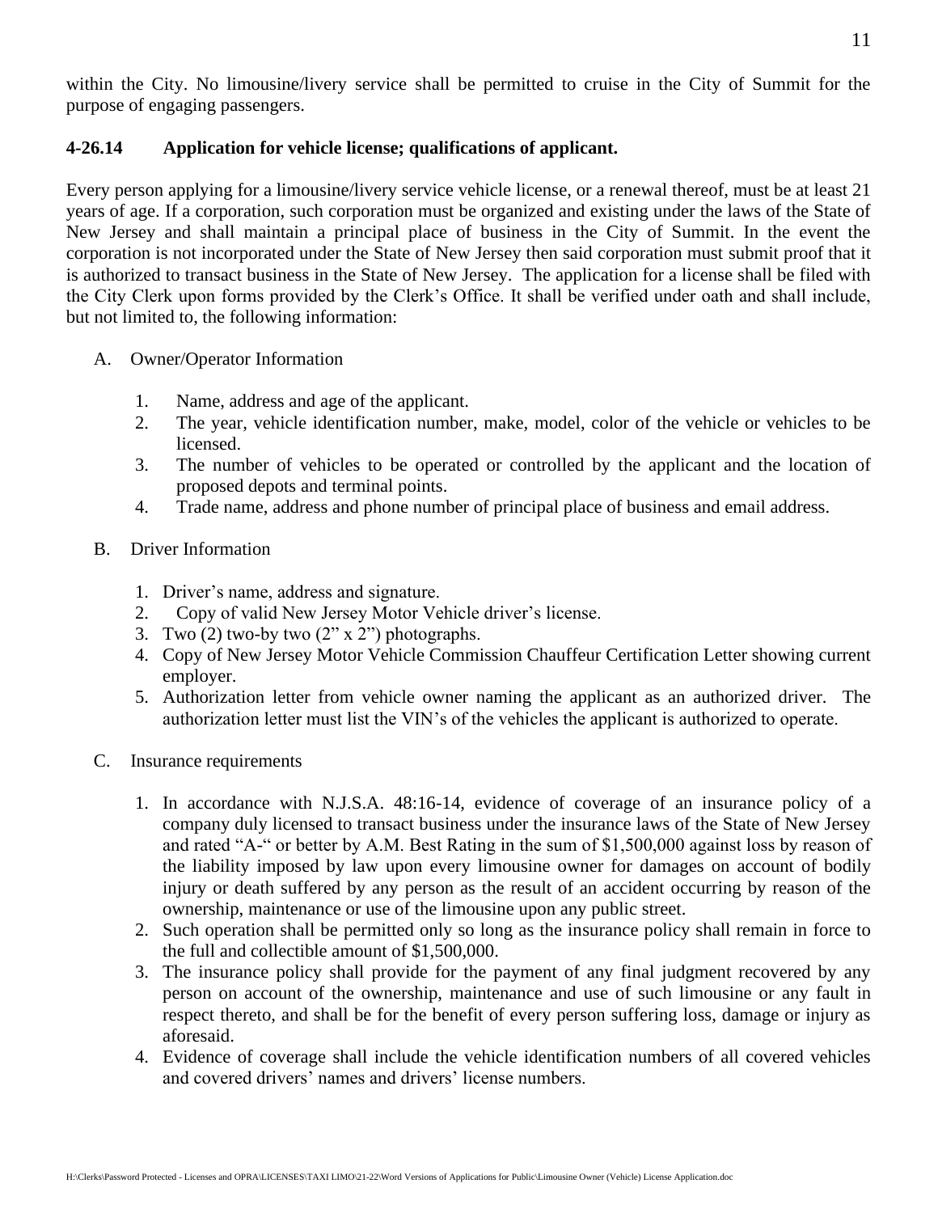within the City. No limousine/livery service shall be permitted to cruise in the City of Summit for the purpose of engaging passengers.

### 4-26.14 Application for vehicle license; qualifications of applicant.

Every person applying for a limousine/livery service vehicle license, or a renewal thereof, must be at least 21 years of age. If a corporation, such corporation must be organized and existing under the laws of the State of New Jersey and shall maintain a principal place of business in the City of Summit. In the event the corporation is not incorporated under the State of New Jersey then said corporation must submit proof that it is authorized to transact business in the State of New Jersey. The application for a license shall be filed with the City Clerk upon forms provided by the Clerk's Office. It shall be verified under oath and shall include, but not limited to, the following information:

A. Owner/Operator Information

1. Name, address and age of the applicant.
2. The year, vehicle identification number, make, model, color of the vehicle or vehicles to be licensed.
3. The number of vehicles to be operated or controlled by the applicant and the location of proposed depots and terminal points.
4. Trade name, address and phone number of principal place of business and email address.

B. Driver Information

1. Driver's name, address and signature.
2. Copy of valid New Jersey Motor Vehicle driver's license.
3. Two (2) two-by two (2" x 2") photographs.
4. Copy of New Jersey Motor Vehicle Commission Chauffeur Certification Letter showing current employer.
5. Authorization letter from vehicle owner naming the applicant as an authorized driver. The authorization letter must list the VIN's of the vehicles the applicant is authorized to operate.

C. Insurance requirements

1. In accordance with N.J.S.A. 48:16-14, evidence of coverage of an insurance policy of a company duly licensed to transact business under the insurance laws of the State of New Jersey and rated "A-" or better by A.M. Best Rating in the sum of $1,500,000 against loss by reason of the liability imposed by law upon every limousine owner for damages on account of bodily injury or death suffered by any person as the result of an accident occurring by reason of the ownership, maintenance or use of the limousine upon any public street.
2. Such operation shall be permitted only so long as the insurance policy shall remain in force to the full and collectible amount of $1,500,000.
3. The insurance policy shall provide for the payment of any final judgment recovered by any person on account of the ownership, maintenance and use of such limousine or any fault in respect thereto, and shall be for the benefit of every person suffering loss, damage or injury as aforesaid.
4. Evidence of coverage shall include the vehicle identification numbers of all covered vehicles and covered drivers' names and drivers' license numbers.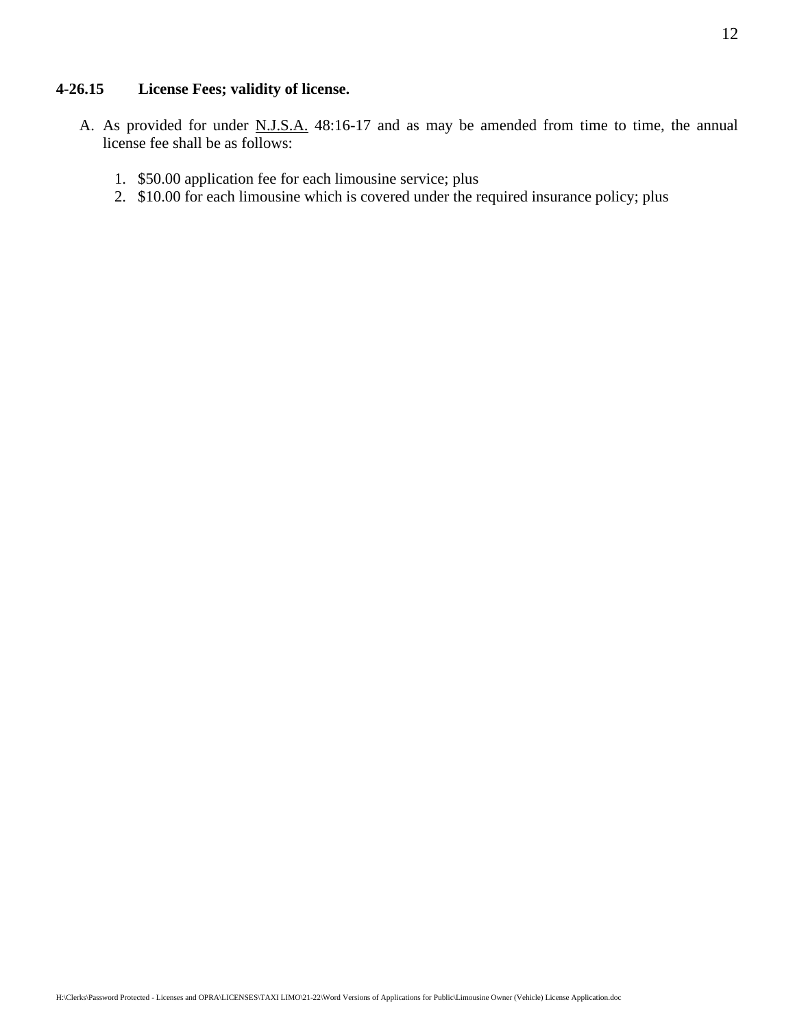### 4-26.15 License Fees; validity of license.

A. As provided for under N.J.S.A. 48:16-17 and as may be amended from time to time, the annual license fee shall be as follows:

   1. $50.00 application fee for each limousine service; plus
   2. $10.00 for each limousine which is covered under the required insurance policy; plus

H:\Clerks\Password Protected - Licenses and OPRA\LICENSES\TAXI LIMO\21-22\Word Versions of Applications for Public\Limousine Owner (Vehicle) License Application.doc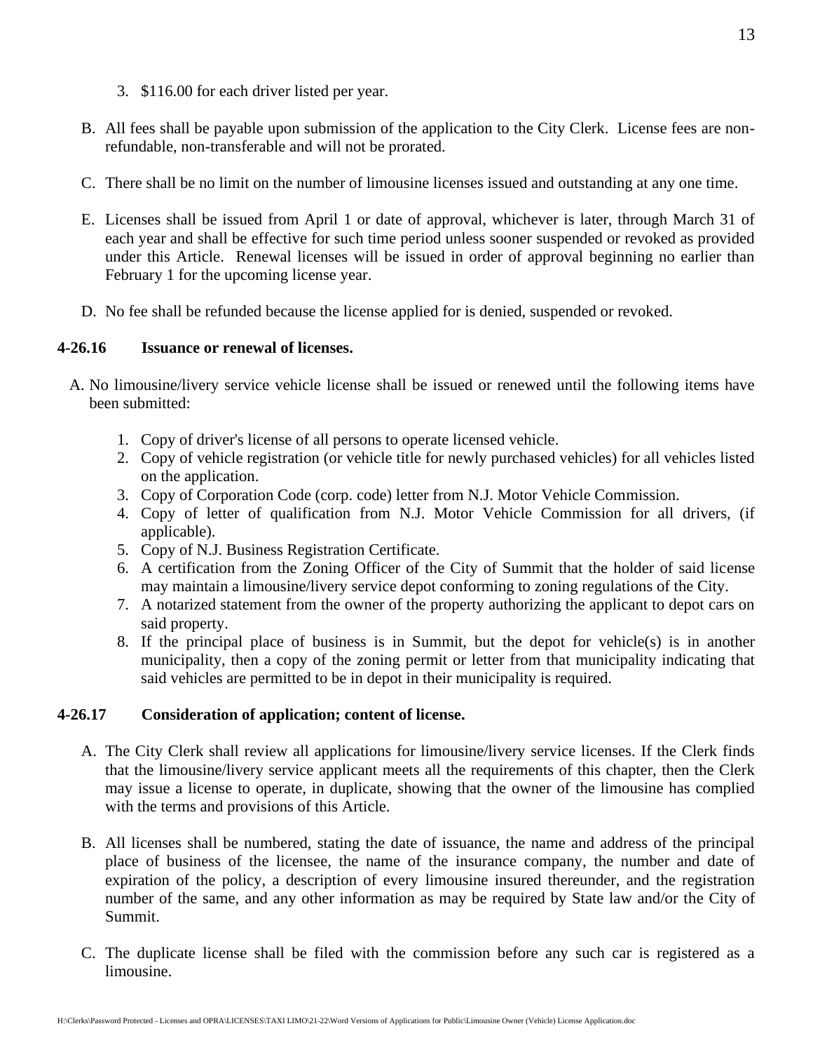3. $116.00 for each driver listed per year.

B. All fees shall be payable upon submission of the application to the City Clerk. License fees are non-refundable, non-transferable and will not be prorated.

C. There shall be no limit on the number of limousine licenses issued and outstanding at any one time.

E. Licenses shall be issued from April 1 or date of approval, whichever is later, through March 31 of each year and shall be effective for such time period unless sooner suspended or revoked as provided under this Article. Renewal licenses will be issued in order of approval beginning no earlier than February 1 for the upcoming license year.

D. No fee shall be refunded because the license applied for is denied, suspended or revoked.

**4-26.16 Issuance or renewal of licenses.**

A. No limousine/livery service vehicle license shall be issued or renewed until the following items have been submitted:

1. Copy of driver's license of all persons to operate licensed vehicle.
2. Copy of vehicle registration (or vehicle title for newly purchased vehicles) for all vehicles listed on the application.
3. Copy of Corporation Code (corp. code) letter from N.J. Motor Vehicle Commission.
4. Copy of letter of qualification from N.J. Motor Vehicle Commission for all drivers, (if applicable).
5. Copy of N.J. Business Registration Certificate.
6. A certification from the Zoning Officer of the City of Summit that the holder of said license may maintain a limousine/livery service depot conforming to zoning regulations of the City.
7. A notarized statement from the owner of the property authorizing the applicant to depot cars on said property.
8. If the principal place of business is in Summit, but the depot for vehicle(s) is in another municipality, then a copy of the zoning permit or letter from that municipality indicating that said vehicles are permitted to be in depot in their municipality is required.

**4-26.17 Consideration of application; content of license.**

A. The City Clerk shall review all applications for limousine/livery service licenses. If the Clerk finds that the limousine/livery service applicant meets all the requirements of this chapter, then the Clerk may issue a license to operate, in duplicate, showing that the owner of the limousine has complied with the terms and provisions of this Article.

B. All licenses shall be numbered, stating the date of issuance, the name and address of the principal place of business of the licensee, the name of the insurance company, the number and date of expiration of the policy, a description of every limousine insured thereunder, and the registration number of the same, and any other information as may be required by State law and/or the City of Summit.

C. The duplicate license shall be filed with the commission before any such car is registered as a limousine.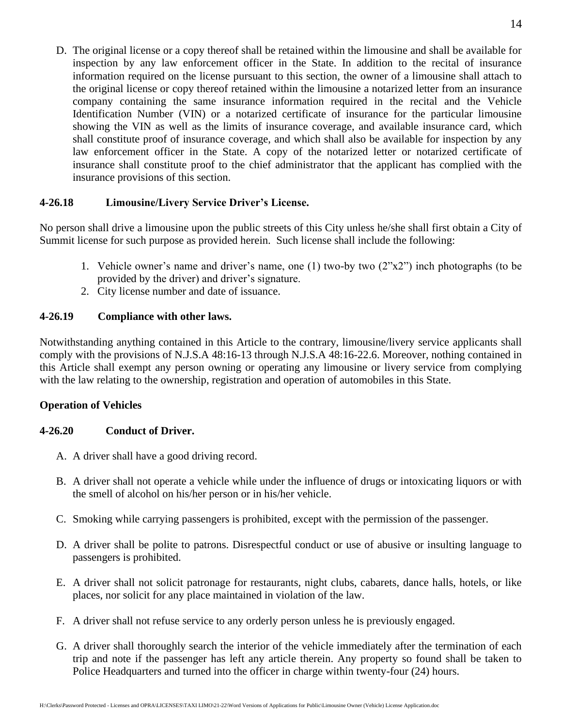D. The original license or a copy thereof shall be retained within the limousine and shall be available for inspection by any law enforcement officer in the State. In addition to the recital of insurance information required on the license pursuant to this section, the owner of a limousine shall attach to the original license or copy thereof retained within the limousine a notarized letter from an insurance company containing the same insurance information required in the recital and the Vehicle Identification Number (VIN) or a notarized certificate of insurance for the particular limousine showing the VIN as well as the limits of insurance coverage, and available insurance card, which shall constitute proof of insurance coverage, and which shall also be available for inspection by any law enforcement officer in the State. A copy of the notarized letter or notarized certificate of insurance shall constitute proof to the chief administrator that the applicant has complied with the insurance provisions of this section.

**4-26.18 Limousine/Livery Service Driver's License.**

No person shall drive a limousine upon the public streets of this City unless he/she shall first obtain a City of Summit license for such purpose as provided herein. Such license shall include the following:

1. Vehicle owner's name and driver's name, one (1) two-by two (2"x2") inch photographs (to be provided by the driver) and driver's signature.
2. City license number and date of issuance.

**4-26.19 Compliance with other laws.**

Notwithstanding anything contained in this Article to the contrary, limousine/livery service applicants shall comply with the provisions of N.J.S.A 48:16-13 through N.J.S.A 48:16-22.6. Moreover, nothing contained in this Article shall exempt any person owning or operating any limousine or livery service from complying with the law relating to the ownership, registration and operation of automobiles in this State.

**Operation of Vehicles**

**4-26.20 Conduct of Driver.**

A. A driver shall have a good driving record.

B. A driver shall not operate a vehicle while under the influence of drugs or intoxicating liquors or with the smell of alcohol on his/her person or in his/her vehicle.

C. Smoking while carrying passengers is prohibited, except with the permission of the passenger.

D. A driver shall be polite to patrons. Disrespectful conduct or use of abusive or insulting language to passengers is prohibited.

E. A driver shall not solicit patronage for restaurants, night clubs, cabarets, dance halls, hotels, or like places, nor solicit for any place maintained in violation of the law.

F. A driver shall not refuse service to any orderly person unless he is previously engaged.

G. A driver shall thoroughly search the interior of the vehicle immediately after the termination of each trip and note if the passenger has left any article therein. Any property so found shall be taken to Police Headquarters and turned into the officer in charge within twenty-four (24) hours.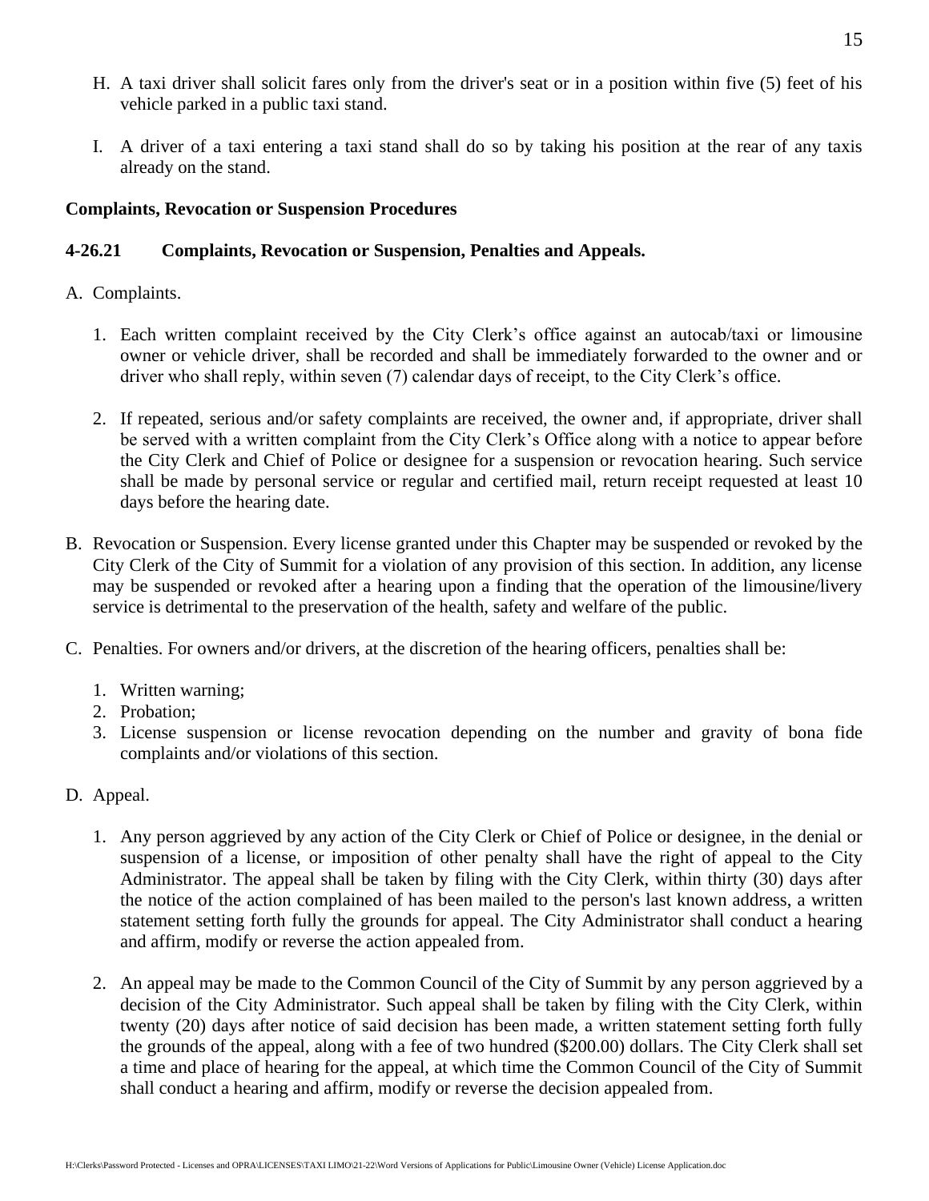H. A taxi driver shall solicit fares only from the driver's seat or in a position within five (5) feet of his vehicle parked in a public taxi stand.

I. A driver of a taxi entering a taxi stand shall do so by taking his position at the rear of any taxis already on the stand.

**Complaints, Revocation or Suspension Procedures**

**4-26.21 Complaints, Revocation or Suspension, Penalties and Appeals.**

A. Complaints.

1. Each written complaint received by the City Clerk's office against an autocab/taxi or limousine owner or vehicle driver, shall be recorded and shall be immediately forwarded to the owner and or driver who shall reply, within seven (7) calendar days of receipt, to the City Clerk's office.

2. If repeated, serious and/or safety complaints are received, the owner and, if appropriate, driver shall be served with a written complaint from the City Clerk's Office along with a notice to appear before the City Clerk and Chief of Police or designee for a suspension or revocation hearing. Such service shall be made by personal service or regular and certified mail, return receipt requested at least 10 days before the hearing date.

B. Revocation or Suspension. Every license granted under this Chapter may be suspended or revoked by the City Clerk of the City of Summit for a violation of any provision of this section. In addition, any license may be suspended or revoked after a hearing upon a finding that the operation of the limousine/livery service is detrimental to the preservation of the health, safety and welfare of the public.

C. Penalties. For owners and/or drivers, at the discretion of the hearing officers, penalties shall be:

1. Written warning;
2. Probation;
3. License suspension or license revocation depending on the number and gravity of bona fide complaints and/or violations of this section.

D. Appeal.

1. Any person aggrieved by any action of the City Clerk or Chief of Police or designee, in the denial or suspension of a license, or imposition of other penalty shall have the right of appeal to the City Administrator. The appeal shall be taken by filing with the City Clerk, within thirty (30) days after the notice of the action complained of has been mailed to the person's last known address, a written statement setting forth fully the grounds for appeal. The City Administrator shall conduct a hearing and affirm, modify or reverse the action appealed from.

2. An appeal may be made to the Common Council of the City of Summit by any person aggrieved by a decision of the City Administrator. Such appeal shall be taken by filing with the City Clerk, within twenty (20) days after notice of said decision has been made, a written statement setting forth fully the grounds of the appeal, along with a fee of two hundred ($200.00) dollars. The City Clerk shall set a time and place of hearing for the appeal, at which time the Common Council of the City of Summit shall conduct a hearing and affirm, modify or reverse the decision appealed from.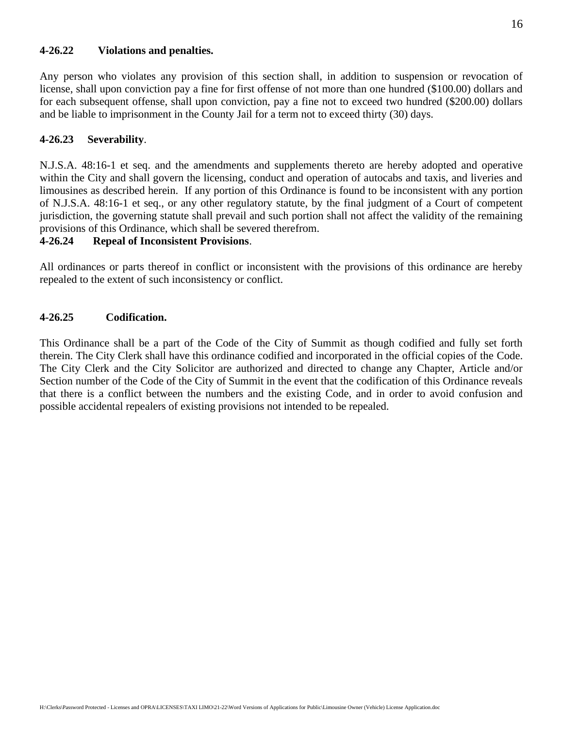**4-26.22 Violations and penalties.**

Any person who violates any provision of this section shall, in addition to suspension or revocation of license, shall upon conviction pay a fine for first offense of not more than one hundred ($100.00) dollars and for each subsequent offense, shall upon conviction, pay a fine not to exceed two hundred ($200.00) dollars and be liable to imprisonment in the County Jail for a term not to exceed thirty (30) days.

**4-26.23 Severability**.

N.J.S.A. 48:16-1 et seq. and the amendments and supplements thereto are hereby adopted and operative within the City and shall govern the licensing, conduct and operation of autocabs and taxis, and liveries and limousines as described herein. If any portion of this Ordinance is found to be inconsistent with any portion of N.J.S.A. 48:16-1 et seq., or any other regulatory statute, by the final judgment of a Court of competent jurisdiction, the governing statute shall prevail and such portion shall not affect the validity of the remaining provisions of this Ordinance, which shall be severed therefrom.

**4-26.24 Repeal of Inconsistent Provisions**.

All ordinances or parts thereof in conflict or inconsistent with the provisions of this ordinance are hereby repealed to the extent of such inconsistency or conflict.

**4-26.25 Codification.**

This Ordinance shall be a part of the Code of the City of Summit as though codified and fully set forth therein. The City Clerk shall have this ordinance codified and incorporated in the official copies of the Code. The City Clerk and the City Solicitor are authorized and directed to change any Chapter, Article and/or Section number of the Code of the City of Summit in the event that the codification of this Ordinance reveals that there is a conflict between the numbers and the existing Code, and in order to avoid confusion and possible accidental repealers of existing provisions not intended to be repealed.